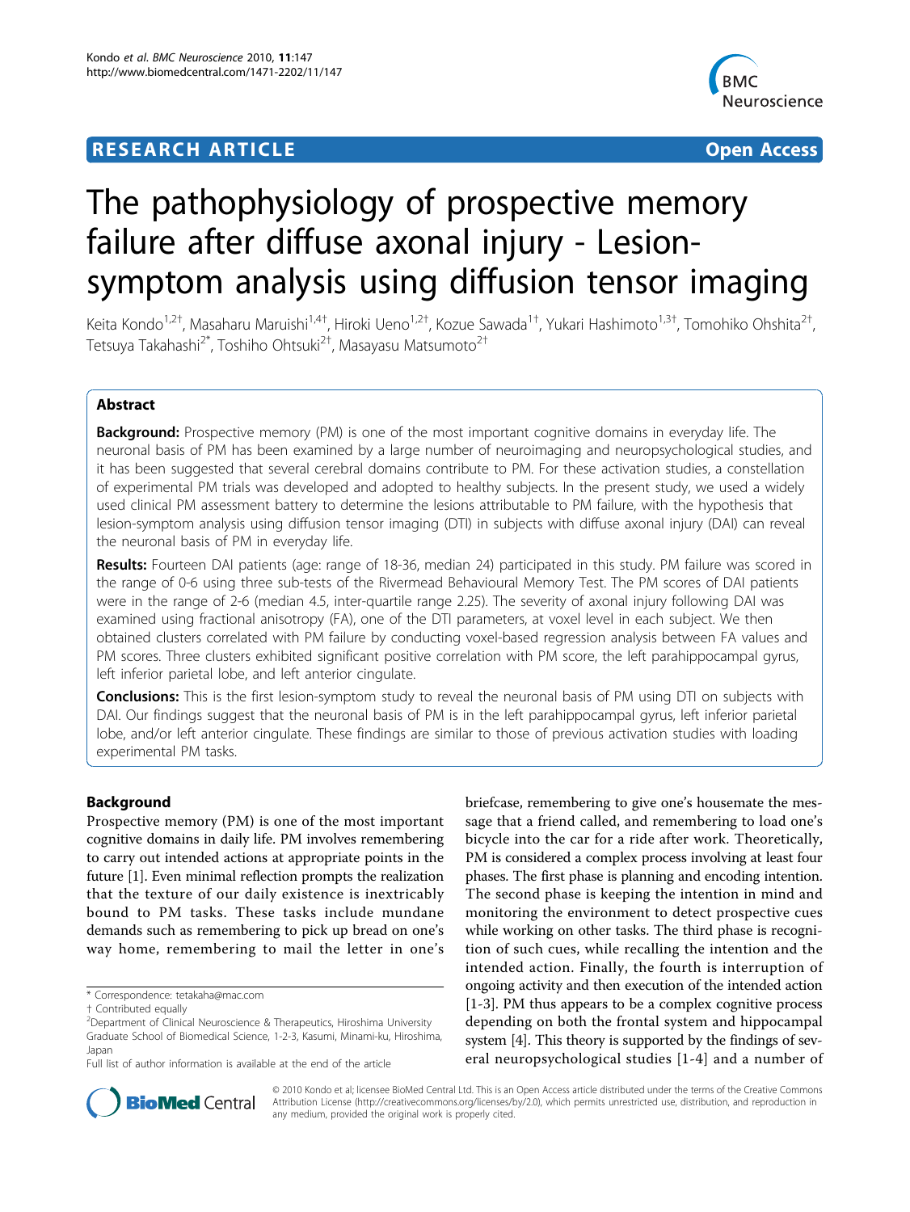RESEARCH ARTICLE Open Access

# The pathophysiology of prospective memory failure after diffuse axonal injury - Lesion-symptom analysis using diffusion tensor imaging

Keita Kondo[1,2†], Masaharu Maruishi[1,4†], Hiroki Ueno[1,2†], Kozue Sawada[1†], Yukari Hashimoto[1,3†], Tomohiko Ohshita[2†], Tetsuya Takahashi[2*], Toshiho Ohtsuki[2†], Masayasu Matsumoto[2†]

## Abstract

**Background:** Prospective memory (PM) is one of the most important cognitive domains in everyday life. The neuronal basis of PM has been examined by a large number of neuroimaging and neuropsychological studies, and it has been suggested that several cerebral domains contribute to PM. For these activation studies, a constellation of experimental PM trials was developed and adopted to healthy subjects. In the present study, we used a widely used clinical PM assessment battery to determine the lesions attributable to PM failure, with the hypothesis that lesion-symptom analysis using diffusion tensor imaging (DTI) in subjects with diffuse axonal injury (DAI) can reveal the neuronal basis of PM in everyday life.

**Results:** Fourteen DAI patients (age: range of 18-36, median 24) participated in this study. PM failure was scored in the range of 0-6 using three sub-tests of the Rivermead Behavioural Memory Test. The PM scores of DAI patients were in the range of 2-6 (median 4.5, inter-quartile range 2.25). The severity of axonal injury following DAI was examined using fractional anisotropy (FA), one of the DTI parameters, at voxel level in each subject. We then obtained clusters correlated with PM failure by conducting voxel-based regression analysis between FA values and PM scores. Three clusters exhibited significant positive correlation with PM score, the left parahippocampal gyrus, left inferior parietal lobe, and left anterior cingulate.

**Conclusions:** This is the first lesion-symptom study to reveal the neuronal basis of PM using DTI on subjects with DAI. Our findings suggest that the neuronal basis of PM is in the left parahippocampal gyrus, left inferior parietal lobe, and/or left anterior cingulate. These findings are similar to those of previous activation studies with loading experimental PM tasks.

## Background

Prospective memory (PM) is one of the most important cognitive domains in daily life. PM involves remembering to carry out intended actions at appropriate points in the future [1]. Even minimal reflection prompts the realization that the texture of our daily existence is inextricably bound to PM tasks. These tasks include mundane demands such as remembering to pick up bread on one's way home, remembering to mail the letter in one's briefcase, remembering to give one's housemate the message that a friend called, and remembering to load one's bicycle into the car for a ride after work. Theoretically, PM is considered a complex process involving at least four phases. The first phase is planning and encoding intention. The second phase is keeping the intention in mind and monitoring the environment to detect prospective cues while working on other tasks. The third phase is recognition of such cues, while recalling the intention and the intended action. Finally, the fourth is interruption of ongoing activity and then execution of the intended action [1-3]. PM thus appears to be a complex cognitive process depending on both the frontal system and hippocampal system [4]. This theory is supported by the findings of several neuropsychological studies [1-4] and a number of

\* Correspondence: tetakaha@mac.com
† Contributed equally
[2]Department of Clinical Neuroscience & Therapeutics, Hiroshima University Graduate School of Biomedical Science, 1-2-3, Kasumi, Minami-ku, Hiroshima, Japan
Full list of author information is available at the end of the article

© 2010 Kondo et al; licensee BioMed Central Ltd. This is an Open Access article distributed under the terms of the Creative Commons Attribution License (http://creativecommons.org/licenses/by/2.0), which permits unrestricted use, distribution, and reproduction in any medium, provided the original work is properly cited.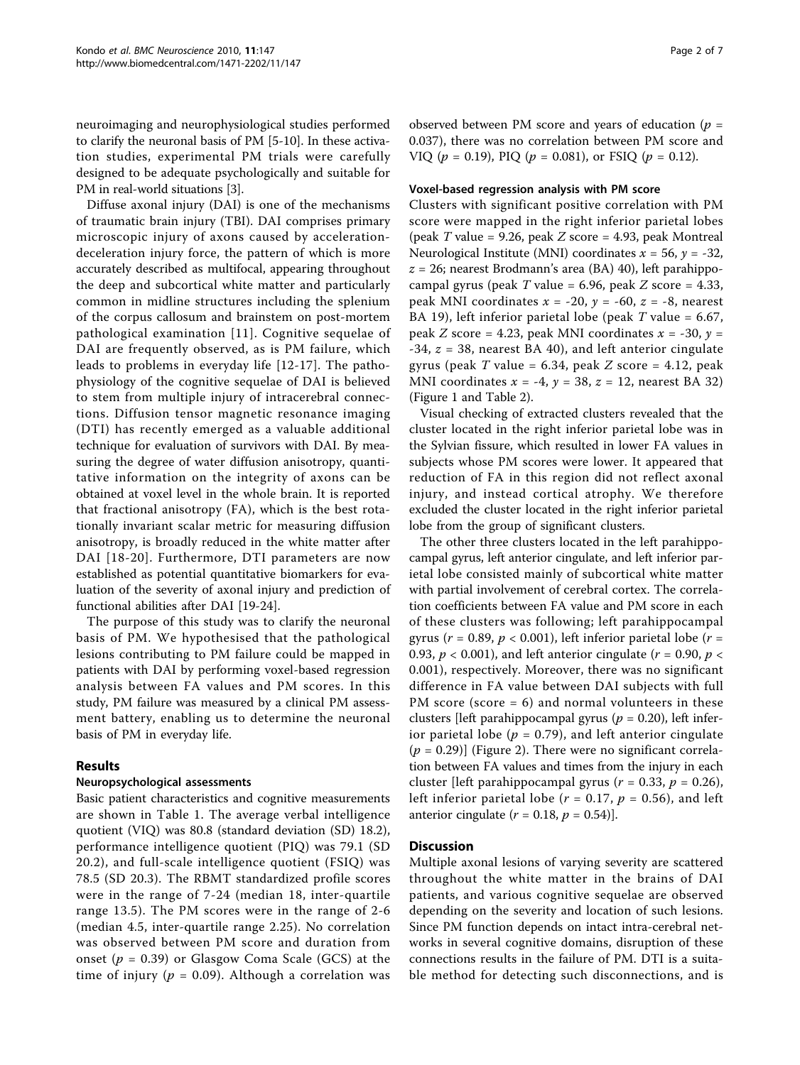neuroimaging and neurophysiological studies performed to clarify the neuronal basis of PM [5-10]. In these activation studies, experimental PM trials were carefully designed to be adequate psychologically and suitable for PM in real-world situations [3].

Diffuse axonal injury (DAI) is one of the mechanisms of traumatic brain injury (TBI). DAI comprises primary microscopic injury of axons caused by acceleration-deceleration injury force, the pattern of which is more accurately described as multifocal, appearing throughout the deep and subcortical white matter and particularly common in midline structures including the splenium of the corpus callosum and brainstem on post-mortem pathological examination [11]. Cognitive sequelae of DAI are frequently observed, as is PM failure, which leads to problems in everyday life [12-17]. The pathophysiology of the cognitive sequelae of DAI is believed to stem from multiple injury of intracerebral connections. Diffusion tensor magnetic resonance imaging (DTI) has recently emerged as a valuable additional technique for evaluation of survivors with DAI. By measuring the degree of water diffusion anisotropy, quantitative information on the integrity of axons can be obtained at voxel level in the whole brain. It is reported that fractional anisotropy (FA), which is the best rotationally invariant scalar metric for measuring diffusion anisotropy, is broadly reduced in the white matter after DAI [18-20]. Furthermore, DTI parameters are now established as potential quantitative biomarkers for evaluation of the severity of axonal injury and prediction of functional abilities after DAI [19-24].

The purpose of this study was to clarify the neuronal basis of PM. We hypothesised that the pathological lesions contributing to PM failure could be mapped in patients with DAI by performing voxel-based regression analysis between FA values and PM scores. In this study, PM failure was measured by a clinical PM assessment battery, enabling us to determine the neuronal basis of PM in everyday life.

## Results

### Neuropsychological assessments

Basic patient characteristics and cognitive measurements are shown in Table 1. The average verbal intelligence quotient (VIQ) was 80.8 (standard deviation (SD) 18.2), performance intelligence quotient (PIQ) was 79.1 (SD 20.2), and full-scale intelligence quotient (FSIQ) was 78.5 (SD 20.3). The RBMT standardized profile scores were in the range of 7-24 (median 18, inter-quartile range 13.5). The PM scores were in the range of 2-6 (median 4.5, inter-quartile range 2.25). No correlation was observed between PM score and duration from onset ($p = 0.39$) or Glasgow Coma Scale (GCS) at the time of injury ($p = 0.09$). Although a correlation was observed between PM score and years of education ($p = 0.037$), there was no correlation between PM score and VIQ ($p = 0.19$), PIQ ($p = 0.081$), or FSIQ ($p = 0.12$).

### Voxel-based regression analysis with PM score

Clusters with significant positive correlation with PM score were mapped in the right inferior parietal lobes (peak $T$ value = 9.26, peak $Z$ score = 4.93, peak Montreal Neurological Institute (MNI) coordinates $x = 56$, $y = -32$, $z = 26$; nearest Brodmann's area (BA) 40), left parahippocampal gyrus (peak $T$ value = 6.96, peak $Z$ score = 4.33, peak MNI coordinates $x = -20$, $y = -60$, $z = -8$, nearest BA 19), left inferior parietal lobe (peak $T$ value = 6.67, peak $Z$ score = 4.23, peak MNI coordinates $x = -30$, $y = -34$, $z = 38$, nearest BA 40), and left anterior cingulate gyrus (peak $T$ value = 6.34, peak $Z$ score = 4.12, peak MNI coordinates $x = -4$, $y = 38$, $z = 12$, nearest BA 32) (Figure 1 and Table 2).

Visual checking of extracted clusters revealed that the cluster located in the right inferior parietal lobe was in the Sylvian fissure, which resulted in lower FA values in subjects whose PM scores were lower. It appeared that reduction of FA in this region did not reflect axonal injury, and instead cortical atrophy. We therefore excluded the cluster located in the right inferior parietal lobe from the group of significant clusters.

The other three clusters located in the left parahippocampal gyrus, left anterior cingulate, and left inferior parietal lobe consisted mainly of subcortical white matter with partial involvement of cerebral cortex. The correlation coefficients between FA value and PM score in each of these clusters was following; left parahippocampal gyrus ($r = 0.89$, $p < 0.001$), left inferior parietal lobe ($r = 0.93$, $p < 0.001$), and left anterior cingulate ($r = 0.90$, $p < 0.001$), respectively. Moreover, there was no significant difference in FA value between DAI subjects with full PM score (score = 6) and normal volunteers in these clusters [left parahippocampal gyrus ($p = 0.20$), left inferior parietal lobe ($p = 0.79$), and left anterior cingulate ($p = 0.29$)] (Figure 2). There were no significant correlation between FA values and times from the injury in each cluster [left parahippocampal gyrus ($r = 0.33$, $p = 0.26$), left inferior parietal lobe ($r = 0.17$, $p = 0.56$), and left anterior cingulate ($r = 0.18$, $p = 0.54$)].

## Discussion

Multiple axonal lesions of varying severity are scattered throughout the white matter in the brains of DAI patients, and various cognitive sequelae are observed depending on the severity and location of such lesions. Since PM function depends on intact intra-cerebral networks in several cognitive domains, disruption of these connections results in the failure of PM. DTI is a suitable method for detecting such disconnections, and is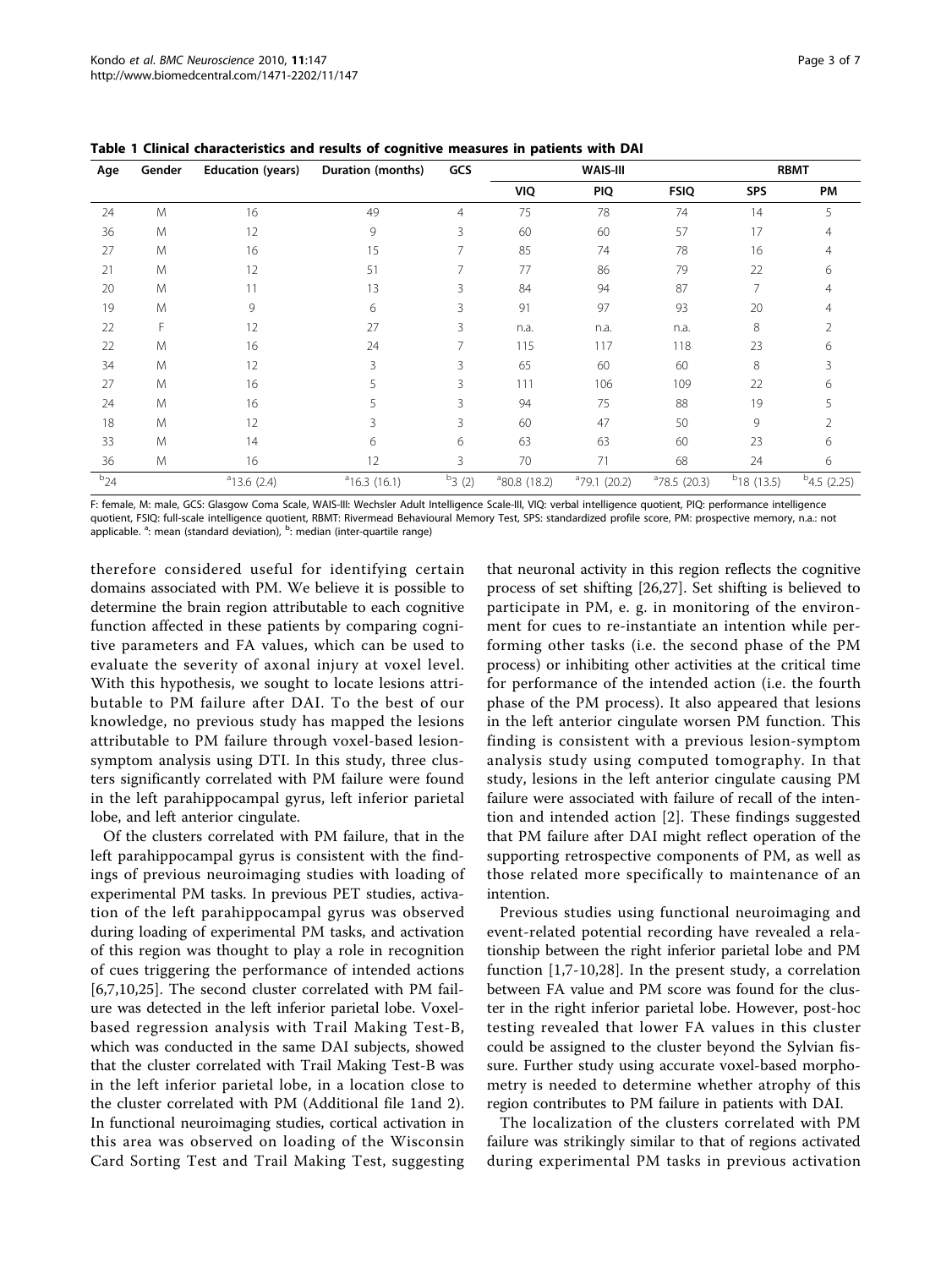**Table 1 Clinical characteristics and results of cognitive measures in patients with DAI**

| Age | Gender | Education (years) | Duration (months) | GCS | WAIS-III | | | RBMT | |
|---|---|---|---|---|---|---|---|---|---|
| | | | | | VIQ | PIQ | FSIQ | SPS | PM |
| 24 | M | 16 | 49 | 4 | 75 | 78 | 74 | 14 | 5 |
| 36 | M | 12 | 9 | 3 | 60 | 60 | 57 | 17 | 4 |
| 27 | M | 16 | 15 | 7 | 85 | 74 | 78 | 16 | 4 |
| 21 | M | 12 | 51 | 7 | 77 | 86 | 79 | 22 | 6 |
| 20 | M | 11 | 13 | 3 | 84 | 94 | 87 | 7 | 4 |
| 19 | M | 9 | 6 | 3 | 91 | 97 | 93 | 20 | 4 |
| 22 | F | 12 | 27 | 3 | n.a. | n.a. | n.a. | 8 | 2 |
| 22 | M | 16 | 24 | 7 | 115 | 117 | 118 | 23 | 6 |
| 34 | M | 12 | 3 | 3 | 65 | 60 | 60 | 8 | 3 |
| 27 | M | 16 | 5 | 3 | 111 | 106 | 109 | 22 | 6 |
| 24 | M | 16 | 5 | 3 | 94 | 75 | 88 | 19 | 5 |
| 18 | M | 12 | 3 | 3 | 60 | 47 | 50 | 9 | 2 |
| 33 | M | 14 | 6 | 6 | 63 | 63 | 60 | 23 | 6 |
| 36 | M | 16 | 12 | 3 | 70 | 71 | 68 | 24 | 6 |
| [b]24 | | [a]13.6 (2.4) | [a]16.3 (16.1) | [b]3 (2) | [a]80.8 (18.2) | [a]79.1 (20.2) | [a]78.5 (20.3) | [b]18 (13.5) | [b]4.5 (2.25) |

F: female, M: male, GCS: Glasgow Coma Scale, WAIS-III: Wechsler Adult Intelligence Scale-III, VIQ: verbal intelligence quotient, PIQ: performance intelligence quotient, FSIQ: full-scale intelligence quotient, RBMT: Rivermead Behavioural Memory Test, SPS: standardized profile score, PM: prospective memory, n.a.: not applicable. [a]: mean (standard deviation), [b]: median (inter-quartile range)

therefore considered useful for identifying certain domains associated with PM. We believe it is possible to determine the brain region attributable to each cognitive function affected in these patients by comparing cognitive parameters and FA values, which can be used to evaluate the severity of axonal injury at voxel level. With this hypothesis, we sought to locate lesions attributable to PM failure after DAI. To the best of our knowledge, no previous study has mapped the lesions attributable to PM failure through voxel-based lesion-symptom analysis using DTI. In this study, three clusters significantly correlated with PM failure were found in the left parahippocampal gyrus, left inferior parietal lobe, and left anterior cingulate.

Of the clusters correlated with PM failure, that in the left parahippocampal gyrus is consistent with the findings of previous neuroimaging studies with loading of experimental PM tasks. In previous PET studies, activation of the left parahippocampal gyrus was observed during loading of experimental PM tasks, and activation of this region was thought to play a role in recognition of cues triggering the performance of intended actions [6,7,10,25]. The second cluster correlated with PM failure was detected in the left inferior parietal lobe. Voxel-based regression analysis with Trail Making Test-B, which was conducted in the same DAI subjects, showed that the cluster correlated with Trail Making Test-B was in the left inferior parietal lobe, in a location close to the cluster correlated with PM (Additional file 1and 2). In functional neuroimaging studies, cortical activation in this area was observed on loading of the Wisconsin Card Sorting Test and Trail Making Test, suggesting that neuronal activity in this region reflects the cognitive process of set shifting [26,27]. Set shifting is believed to participate in PM, e. g. in monitoring of the environment for cues to re-instantiate an intention while performing other tasks (i.e. the second phase of the PM process) or inhibiting other activities at the critical time for performance of the intended action (i.e. the fourth phase of the PM process). It also appeared that lesions in the left anterior cingulate worsen PM function. This finding is consistent with a previous lesion-symptom analysis study using computed tomography. In that study, lesions in the left anterior cingulate causing PM failure were associated with failure of recall of the intention and intended action [2]. These findings suggested that PM failure after DAI might reflect operation of the supporting retrospective components of PM, as well as those related more specifically to maintenance of an intention.

Previous studies using functional neuroimaging and event-related potential recording have revealed a relationship between the right inferior parietal lobe and PM function [1,7-10,28]. In the present study, a correlation between FA value and PM score was found for the cluster in the right inferior parietal lobe. However, post-hoc testing revealed that lower FA values in this cluster could be assigned to the cluster beyond the Sylvian fissure. Further study using accurate voxel-based morphometry is needed to determine whether atrophy of this region contributes to PM failure in patients with DAI.

The localization of the clusters correlated with PM failure was strikingly similar to that of regions activated during experimental PM tasks in previous activation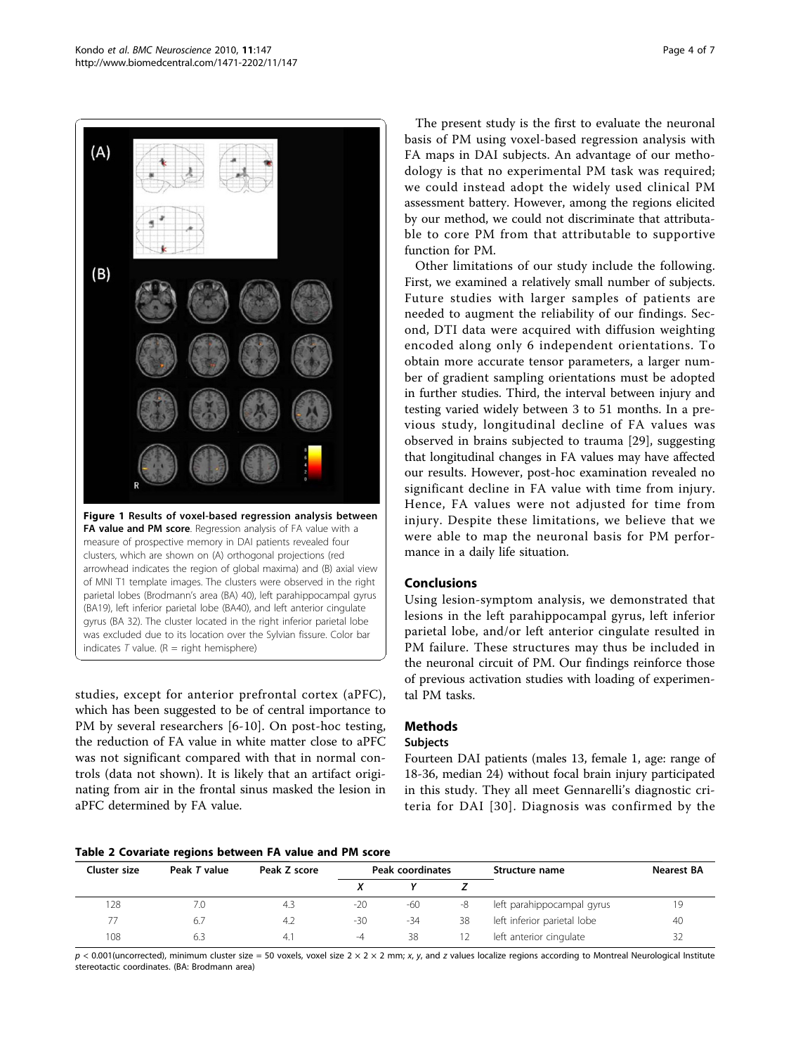**Figure 1 Results of voxel-based regression analysis between FA value and PM score**. Regression analysis of FA value with a measure of prospective memory in DAI patients revealed four clusters, which are shown on (A) orthogonal projections (red arrowhead indicates the region of global maxima) and (B) axial view of MNI T1 template images. The clusters were observed in the right parietal lobes (Brodmann's area (BA) 40), left parahippocampal gyrus (BA19), left inferior parietal lobe (BA40), and left anterior cingulate gyrus (BA 32). The cluster located in the right inferior parietal lobe was excluded due to its location over the Sylvian fissure. Color bar indicates *T* value. (R = right hemisphere)

studies, except for anterior prefrontal cortex (aPFC), which has been suggested to be of central importance to PM by several researchers [6-10]. On post-hoc testing, the reduction of FA value in white matter close to aPFC was not significant compared with that in normal controls (data not shown). It is likely that an artifact originating from air in the frontal sinus masked the lesion in aPFC determined by FA value.

The present study is the first to evaluate the neuronal basis of PM using voxel-based regression analysis with FA maps in DAI subjects. An advantage of our methodology is that no experimental PM task was required; we could instead adopt the widely used clinical PM assessment battery. However, among the regions elicited by our method, we could not discriminate that attributable to core PM from that attributable to supportive function for PM.

Other limitations of our study include the following. First, we examined a relatively small number of subjects. Future studies with larger samples of patients are needed to augment the reliability of our findings. Second, DTI data were acquired with diffusion weighting encoded along only 6 independent orientations. To obtain more accurate tensor parameters, a larger number of gradient sampling orientations must be adopted in further studies. Third, the interval between injury and testing varied widely between 3 to 51 months. In a previous study, longitudinal decline of FA values was observed in brains subjected to trauma [29], suggesting that longitudinal changes in FA values may have affected our results. However, post-hoc examination revealed no significant decline in FA value with time from injury. Hence, FA values were not adjusted for time from injury. Despite these limitations, we believe that we were able to map the neuronal basis for PM performance in a daily life situation.

## Conclusions

Using lesion-symptom analysis, we demonstrated that lesions in the left parahippocampal gyrus, left inferior parietal lobe, and/or left anterior cingulate resulted in PM failure. These structures may thus be included in the neuronal circuit of PM. Our findings reinforce those of previous activation studies with loading of experimental PM tasks.

## Methods

### Subjects

Fourteen DAI patients (males 13, female 1, age: range of 18-36, median 24) without focal brain injury participated in this study. They all meet Gennarelli's diagnostic criteria for DAI [30]. Diagnosis was confirmed by the

**Table 2 Covariate regions between FA value and PM score**

| Cluster size | Peak *T* value | Peak Z score | Peak coordinates | | | Structure name | Nearest BA |
|---|---|---|---|---|---|---|---|
| | | | *X* | *Y* | *Z* | | |
| 128 | 7.0 | 4.3 | -20 | -60 | -8 | left parahippocampal gyrus | 19 |
| 77 | 6.7 | 4.2 | -30 | -34 | 38 | left inferior parietal lobe | 40 |
| 108 | 6.3 | 4.1 | -4 | 38 | 12 | left anterior cingulate | 32 |

$p < 0.001$(uncorrected), minimum cluster size = 50 voxels, voxel size 2 × 2 × 2 mm; *x, y*, and *z* values localize regions according to Montreal Neurological Institute stereotactic coordinates. (BA: Brodmann area)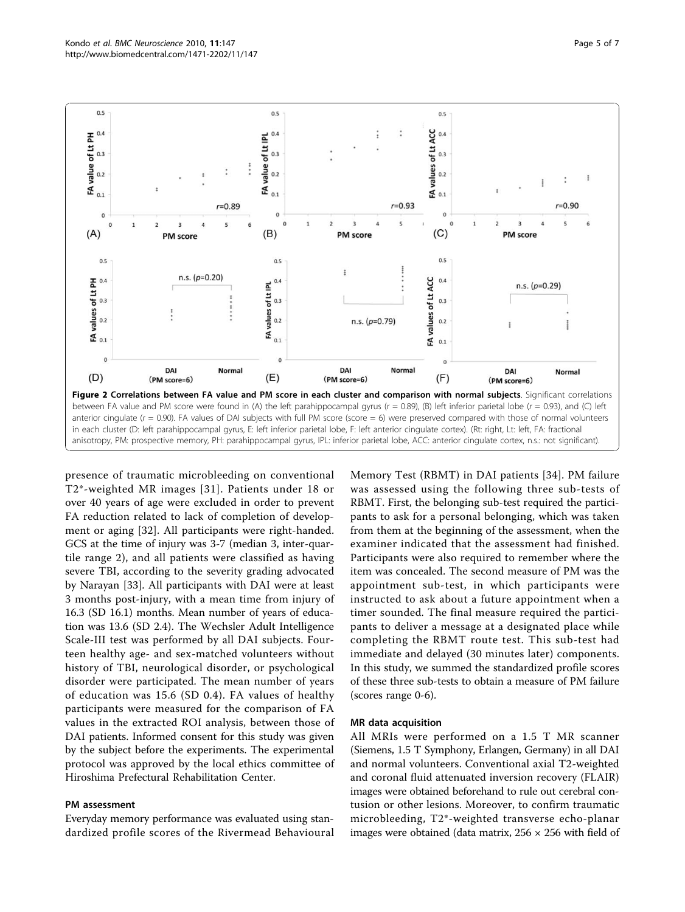**Figure 2 Correlations between FA value and PM score in each cluster and comparison with normal subjects**. Significant correlations between FA value and PM score were found in (A) the left parahippocampal gyrus ($r = 0.89$), (B) left inferior parietal lobe ($r = 0.93$), and (C) left anterior cingulate ($r = 0.90$). FA values of DAI subjects with full PM score (score = 6) were preserved compared with those of normal volunteers in each cluster (D: left parahippocampal gyrus, E: left inferior parietal lobe, F: left anterior cingulate cortex). (Rt: right, Lt: left, FA: fractional anisotropy, PM: prospective memory, PH: parahippocampal gyrus, IPL: inferior parietal lobe, ACC: anterior cingulate cortex, n.s.: not significant).

presence of traumatic microbleeding on conventional T2*-weighted MR images [31]. Patients under 18 or over 40 years of age were excluded in order to prevent FA reduction related to lack of completion of development or aging [32]. All participants were right-handed. GCS at the time of injury was 3-7 (median 3, inter-quartile range 2), and all patients were classified as having severe TBI, according to the severity grading advocated by Narayan [33]. All participants with DAI were at least 3 months post-injury, with a mean time from injury of 16.3 (SD 16.1) months. Mean number of years of education was 13.6 (SD 2.4). The Wechsler Adult Intelligence Scale-III test was performed by all DAI subjects. Fourteen healthy age- and sex-matched volunteers without history of TBI, neurological disorder, or psychological disorder were participated. The mean number of years of education was 15.6 (SD 0.4). FA values of healthy participants were measured for the comparison of FA values in the extracted ROI analysis, between those of DAI patients. Informed consent for this study was given by the subject before the experiments. The experimental protocol was approved by the local ethics committee of Hiroshima Prefectural Rehabilitation Center.

### PM assessment

Everyday memory performance was evaluated using standardized profile scores of the Rivermead Behavioural Memory Test (RBMT) in DAI patients [34]. PM failure was assessed using the following three sub-tests of RBMT. First, the belonging sub-test required the participants to ask for a personal belonging, which was taken from them at the beginning of the assessment, when the examiner indicated that the assessment had finished. Participants were also required to remember where the item was concealed. The second measure of PM was the appointment sub-test, in which participants were instructed to ask about a future appointment when a timer sounded. The final measure required the participants to deliver a message at a designated place while completing the RBMT route test. This sub-test had immediate and delayed (30 minutes later) components. In this study, we summed the standardized profile scores of these three sub-tests to obtain a measure of PM failure (scores range 0-6).

### MR data acquisition

All MRIs were performed on a 1.5 T MR scanner (Siemens, 1.5 T Symphony, Erlangen, Germany) in all DAI and normal volunteers. Conventional axial T2-weighted and coronal fluid attenuated inversion recovery (FLAIR) images were obtained beforehand to rule out cerebral contusion or other lesions. Moreover, to confirm traumatic microbleeding, T2*-weighted transverse echo-planar images were obtained (data matrix, 256 × 256 with field of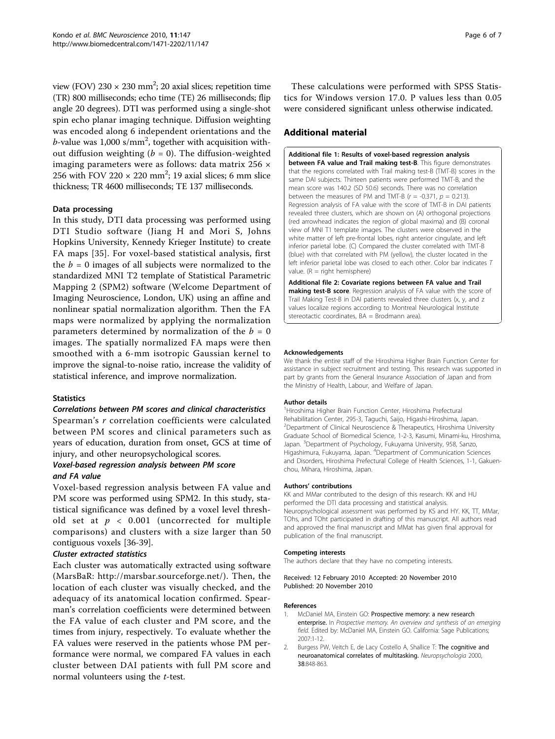view (FOV) 230 × 230 mm$^2$; 20 axial slices; repetition time (TR) 800 milliseconds; echo time (TE) 26 milliseconds; flip angle 20 degrees). DTI was performed using a single-shot spin echo planar imaging technique. Diffusion weighting was encoded along 6 independent orientations and the $b$-value was 1,000 s/mm$^2$, together with acquisition without diffusion weighting ($b = 0$). The diffusion-weighted imaging parameters were as follows: data matrix 256 × 256 with FOV 220 × 220 mm$^2$; 19 axial slices; 6 mm slice thickness; TR 4600 milliseconds; TE 137 milliseconds.

### Data processing

In this study, DTI data processing was performed using DTI Studio software (Jiang H and Mori S, Johns Hopkins University, Kennedy Krieger Institute) to create FA maps [35]. For voxel-based statistical analysis, first the $b = 0$ images of all subjects were normalized to the standardized MNI T2 template of Statistical Parametric Mapping 2 (SPM2) software (Welcome Department of Imaging Neuroscience, London, UK) using an affine and nonlinear spatial normalization algorithm. Then the FA maps were normalized by applying the normalization parameters determined by normalization of the $b = 0$ images. The spatially normalized FA maps were then smoothed with a 6-mm isotropic Gaussian kernel to improve the signal-to-noise ratio, increase the validity of statistical inference, and improve normalization.

### Statistics

#### *Correlations between PM scores and clinical characteristics*

Spearman's $r$ correlation coefficients were calculated between PM scores and clinical parameters such as years of education, duration from onset, GCS at time of injury, and other neuropsychological scores.

#### *Voxel-based regression analysis between PM score and FA value*

Voxel-based regression analysis between FA value and PM score was performed using SPM2. In this study, statistical significance was defined by a voxel level threshold set at $p < 0.001$ (uncorrected for multiple comparisons) and clusters with a size larger than 50 contiguous voxels [36-39].

#### *Cluster extracted statistics*

Each cluster was automatically extracted using software (MarsBaR: http://marsbar.sourceforge.net/). Then, the location of each cluster was visually checked, and the adequacy of its anatomical location confirmed. Spearman's correlation coefficients were determined between the FA value of each cluster and PM score, and the times from injury, respectively. To evaluate whether the FA values were reserved in the patients whose PM performance were normal, we compared FA values in each cluster between DAI patients with full PM score and normal volunteers using the $t$-test.

These calculations were performed with SPSS Statistics for Windows version 17.0. P values less than 0.05 were considered significant unless otherwise indicated.

## Additional material

**Additional file 1: Results of voxel-based regression analysis between FA value and Trail making test-B**. This figure demonstrates that the regions correlated with Trail making test-B (TMT-B) scores in the same DAI subjects. Thirteen patients were performed TMT-B, and the mean score was 140.2 (SD 50.6) seconds. There was no correlation between the measures of PM and TMT-B ($r = -0.371$, $p = 0.213$). Regression analysis of FA value with the score of TMT-B in DAI patients revealed three clusters, which are shown on (A) orthogonal projections (red arrowhead indicates the region of global maxima) and (B) coronal view of MNI T1 template images. The clusters were observed in the white matter of left pre-frontal lobes, right anterior cingulate, and left inferior parietal lobe. (C) Compared the cluster correlated with TMT-B (blue) with that correlated with PM (yellow), the cluster located in the left inferior parietal lobe was closed to each other. Color bar indicates $T$ value. (R = right hemisphere)

**Additional file 2: Covariate regions between FA value and Trail making test-B score**. Regression analysis of FA value with the score of Trail Making Test-B in DAI patients revealed three clusters (x, y, and z values localize regions according to Montreal Neurological Institute stereotactic coordinates, BA = Brodmann area).

#### Acknowledgements

We thank the entire staff of the Hiroshima Higher Brain Function Center for assistance in subject recruitment and testing. This research was supported in part by grants from the General Insurance Association of Japan and from the Ministry of Health, Labour, and Welfare of Japan.

#### Author details

[1]Hiroshima Higher Brain Function Center, Hiroshima Prefectural Rehabilitation Center, 295-3, Taguchi, Saijo, Higashi-Hiroshima, Japan. [2]Department of Clinical Neuroscience & Therapeutics, Hiroshima University Graduate School of Biomedical Science, 1-2-3, Kasumi, Minami-ku, Hiroshima, Japan. [3]Department of Psychology, Fukuyama University, 958, Sanzo, Higashimura, Fukuyama, Japan. [4]Department of Communication Sciences and Disorders, Hiroshima Prefectural College of Health Sciences, 1-1, Gakuen-chou, Mihara, Hiroshima, Japan.

#### Authors' contributions

KK and MMar contributed to the design of this research. KK and HU performed the DTI data processing and statistical analysis. Neuropsychological assessment was performed by KS and HY. KK, TT, MMar, TOhs, and TOht participated in drafting of this manuscript. All authors read and approved the final manuscript and MMat has given final approval for publication of the final manuscript.

#### Competing interests

The authors declare that they have no competing interests.

Received: 12 February 2010 Accepted: 20 November 2010
Published: 20 November 2010

#### References

1. McDaniel MA, Einstein GO: **Prospective memory: a new research enterprise.** In *Prospective memory. An overview and synthesis of an emerging field.* Edited by: McDaniel MA, Einstein GO. California: Sage Publications; 2007:1-12.
2. Burgess PW, Veitch E, de Lacy Costello A, Shallice T: **The cognitive and neuroanatomical correlates of multitasking.** *Neuropsychologia* 2000, **38**:848-863.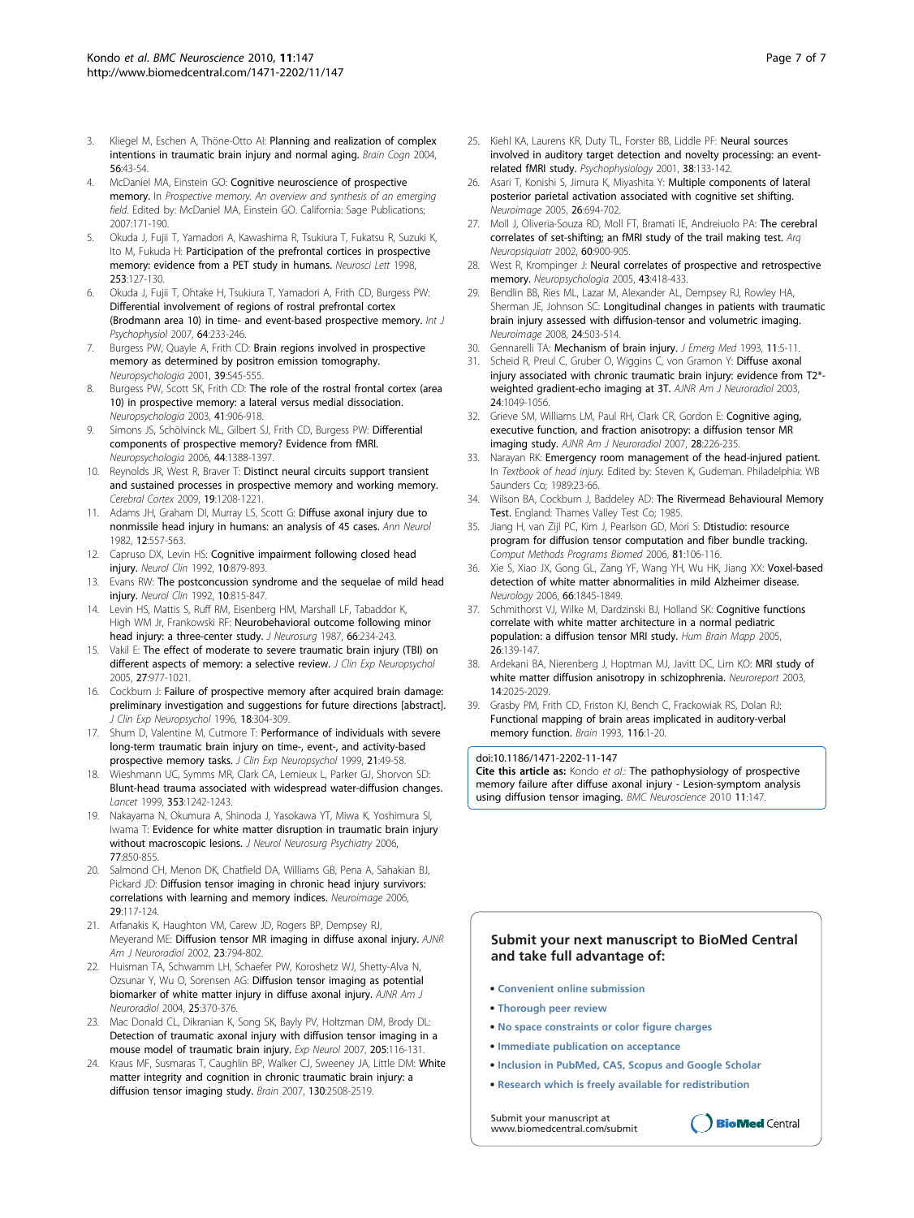3. Kliegel M, Eschen A, Thöne-Otto AI: **Planning and realization of complex intentions in traumatic brain injury and normal aging.** *Brain Cogn* 2004, **56**:43-54.
4. McDaniel MA, Einstein GO: **Cognitive neuroscience of prospective memory.** In *Prospective memory. An overview and synthesis of an emerging field.* Edited by: McDaniel MA, Einstein GO. California: Sage Publications; 2007:171-190.
5. Okuda J, Fujii T, Yamadori A, Kawashima R, Tsukiura T, Fukatsu R, Suzuki K, Ito M, Fukuda H: **Participation of the prefrontal cortices in prospective memory: evidence from a PET study in humans.** *Neurosci Lett* 1998, **253**:127-130.
6. Okuda J, Fujii T, Ohtake H, Tsukiura T, Yamadori A, Frith CD, Burgess PW: **Differential involvement of regions of rostral prefrontal cortex (Brodmann area 10) in time- and event-based prospective memory.** *Int J Psychophysiol* 2007, **64**:233-246.
7. Burgess PW, Quayle A, Frith CD: **Brain regions involved in prospective memory as determined by positron emission tomography.** *Neuropsychologia* 2001, **39**:545-555.
8. Burgess PW, Scott SK, Frith CD: **The role of the rostral frontal cortex (area 10) in prospective memory: a lateral versus medial dissociation.** *Neuropsychologia* 2003, **41**:906-918.
9. Simons JS, Schölvinck ML, Gilbert SJ, Frith CD, Burgess PW: **Differential components of prospective memory? Evidence from fMRI.** *Neuropsychologia* 2006, **44**:1388-1397.
10. Reynolds JR, West R, Braver T: **Distinct neural circuits support transient and sustained processes in prospective memory and working memory.** *Cerebral Cortex* 2009, **19**:1208-1221.
11. Adams JH, Graham DI, Murray LS, Scott G: **Diffuse axonal injury due to nonmissile head injury in humans: an analysis of 45 cases.** *Ann Neurol* 1982, **12**:557-563.
12. Capruso DX, Levin HS: **Cognitive impairment following closed head injury.** *Neurol Clin* 1992, **10**:879-893.
13. Evans RW: **The postconcussion syndrome and the sequelae of mild head injury.** *Neurol Clin* 1992, **10**:815-847.
14. Levin HS, Mattis S, Ruff RM, Eisenberg HM, Marshall LF, Tabaddor K, High WM Jr, Frankowski RF: **Neurobehavioral outcome following minor head injury: a three-center study.** *J Neurosurg* 1987, **66**:234-243.
15. Vakil E: **The effect of moderate to severe traumatic brain injury (TBI) on different aspects of memory: a selective review.** *J Clin Exp Neuropsychol* 2005, **27**:977-1021.
16. Cockburn J: **Failure of prospective memory after acquired brain damage: preliminary investigation and suggestions for future directions [abstract].** *J Clin Exp Neuropsychol* 1996, **18**:304-309.
17. Shum D, Valentine M, Cutmore T: **Performance of individuals with severe long-term traumatic brain injury on time-, event-, and activity-based prospective memory tasks.** *J Clin Exp Neuropsychol* 1999, **21**:49-58.
18. Wieshmann UC, Symms MR, Clark CA, Lemieux L, Parker GJ, Shorvon SD: **Blunt-head trauma associated with widespread water-diffusion changes.** *Lancet* 1999, **353**:1242-1243.
19. Nakayama N, Okumura A, Shinoda J, Yasokawa YT, Miwa K, Yoshimura SI, Iwama T: **Evidence for white matter disruption in traumatic brain injury without macroscopic lesions.** *J Neurol Neurosurg Psychiatry* 2006, **77**:850-855.
20. Salmond CH, Menon DK, Chatfield DA, Williams GB, Pena A, Sahakian BJ, Pickard JD: **Diffusion tensor imaging in chronic head injury survivors: correlations with learning and memory indices.** *Neuroimage* 2006, **29**:117-124.
21. Arfanakis K, Haughton VM, Carew JD, Rogers BP, Dempsey RJ, Meyerand ME: **Diffusion tensor MR imaging in diffuse axonal injury.** *AJNR Am J Neuroradiol* 2002, **23**:794-802.
22. Huisman TA, Schwamm LH, Schaefer PW, Koroshetz WJ, Shetty-Alva N, Ozsunar Y, Wu O, Sorensen AG: **Diffusion tensor imaging as potential biomarker of white matter injury in diffuse axonal injury.** *AJNR Am J Neuroradiol* 2004, **25**:370-376.
23. Mac Donald CL, Dikranian K, Song SK, Bayly PV, Holtzman DM, Brody DL: **Detection of traumatic axonal injury with diffusion tensor imaging in a mouse model of traumatic brain injury.** *Exp Neurol* 2007, **205**:116-131.
24. Kraus MF, Susmaras T, Caughlin BP, Walker CJ, Sweeney JA, Little DM: **White matter integrity and cognition in chronic traumatic brain injury: a diffusion tensor imaging study.** *Brain* 2007, **130**:2508-2519.
25. Kiehl KA, Laurens KR, Duty TL, Forster BB, Liddle PF: **Neural sources involved in auditory target detection and novelty processing: an event-related fMRI study.** *Psychophysiology* 2001, **38**:133-142.
26. Asari T, Konishi S, Jimura K, Miyashita Y: **Multiple components of lateral posterior parietal activation associated with cognitive set shifting.** *Neuroimage* 2005, **26**:694-702.
27. Moll J, Oliveria-Souza RD, Moll FT, Bramati IE, Andreiuolo PA: **The cerebral correlates of set-shifting; an fMRI study of the trail making test.** *Arq Neuropsiquiatr* 2002, **60**:900-905.
28. West R, Krompinger J: **Neural correlates of prospective and retrospective memory.** *Neuropsychologia* 2005, **43**:418-433.
29. Bendlin BB, Ries ML, Lazar M, Alexander AL, Dempsey RJ, Rowley HA, Sherman JE, Johnson SC: **Longitudinal changes in patients with traumatic brain injury assessed with diffusion-tensor and volumetric imaging.** *Neuroimage* 2008, **24**:503-514.
30. Gennarelli TA: **Mechanism of brain injury.** *J Emerg Med* 1993, **11**:5-11.
31. Scheid R, Preul C, Gruber O, Wiggins C, von Gramon Y: **Diffuse axonal injury associated with chronic traumatic brain injury: evidence from T2*-weighted gradient-echo imaging at 3T.** *AJNR Am J Neuroradiol* 2003, **24**:1049-1056.
32. Grieve SM, Williams LM, Paul RH, Clark CR, Gordon E: **Cognitive aging, executive function, and fraction anisotropy: a diffusion tensor MR imaging study.** *AJNR Am J Neuroradiol* 2007, **28**:226-235.
33. Narayan RK: **Emergency room management of the head-injured patient.** In *Textbook of head injury.* Edited by: Steven K, Gudeman. Philadelphia: WB Saunders Co; 1989:23-66.
34. Wilson BA, Cockburn J, Baddeley AD: **The Rivermead Behavioural Memory Test.** England: Thames Valley Test Co; 1985.
35. Jiang H, van Zijl PC, Kim J, Pearlson GD, Mori S: **Dtistudio: resource program for diffusion tensor computation and fiber bundle tracking.** *Comput Methods Programs Biomed* 2006, **81**:106-116.
36. Xie S, Xiao JX, Gong GL, Zang YF, Wang YH, Wu HK, Jiang XX: **Voxel-based detection of white matter abnormalities in mild Alzheimer disease.** *Neurology* 2006, **66**:1845-1849.
37. Schmithorst VJ, Wilke M, Dardzinski BJ, Holland SK: **Cognitive functions correlate with white matter architecture in a normal pediatric population: a diffusion tensor MRI study.** *Hum Brain Mapp* 2005, **26**:139-147.
38. Ardekani BA, Nierenberg J, Hoptman MJ, Javitt DC, Lim KO: **MRI study of white matter diffusion anisotropy in schizophrenia.** *Neuroreport* 2003, **14**:2025-2029.
39. Grasby PM, Frith CD, Friston KJ, Bench C, Frackowiak RS, Dolan RJ: **Functional mapping of brain areas implicated in auditory-verbal memory function.** *Brain* 1993, **116**:1-20.

doi:10.1186/1471-2202-11-147

**Cite this article as:** Kondo *et al.*: The pathophysiology of prospective memory failure after diffuse axonal injury - Lesion-symptom analysis using diffusion tensor imaging. *BMC Neuroscience* 2010 **11**:147.

**Submit your next manuscript to BioMed Central and take full advantage of:**

- **Convenient online submission**
- **Thorough peer review**
- **No space constraints or color figure charges**
- **Immediate publication on acceptance**
- **Inclusion in PubMed, CAS, Scopus and Google Scholar**
- **Research which is freely available for redistribution**

Submit your manuscript at
www.biomedcentral.com/submit

BioMed Central